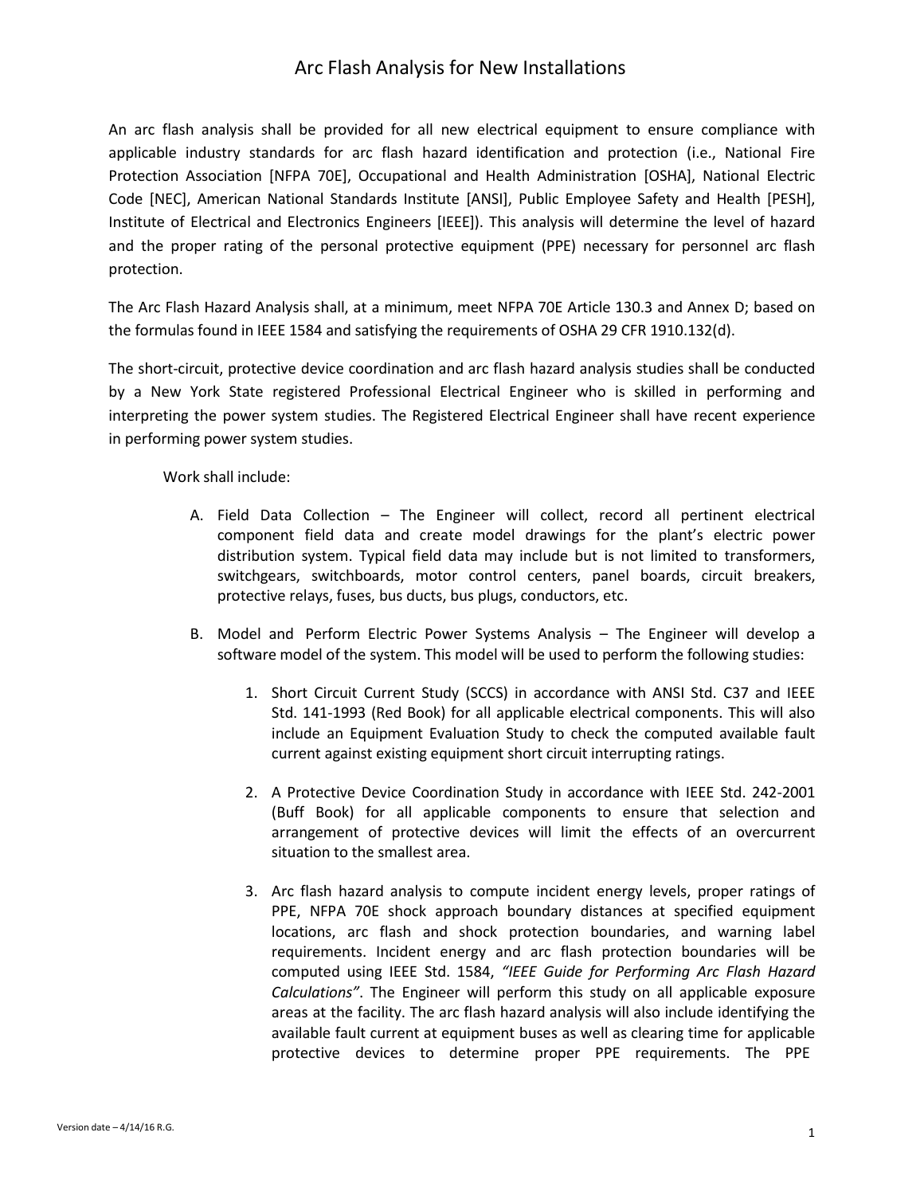# Arc Flash Analysis for New Installations

An arc flash analysis shall be provided for all new electrical equipment to ensure compliance with applicable industry standards for arc flash hazard identification and protection (i.e., National Fire Protection Association [NFPA 70E], Occupational and Health Administration [OSHA], National Electric Code [NEC], American National Standards Institute [ANSI], Public Employee Safety and Health [PESH], Institute of Electrical and Electronics Engineers [IEEE]). This analysis will determine the level of hazard and the proper rating of the personal protective equipment (PPE) necessary for personnel arc flash protection.

The Arc Flash Hazard Analysis shall, at a minimum, meet NFPA 70E Article 130.3 and Annex D; based on the formulas found in IEEE 1584 and satisfying the requirements of OSHA 29 CFR 1910.132(d).

The short-circuit, protective device coordination and arc flash hazard analysis studies shall be conducted by a New York State registered Professional Electrical Engineer who is skilled in performing and interpreting the power system studies. The Registered Electrical Engineer shall have recent experience in performing power system studies.

Work shall include:

A. Field Data Collection – The Engineer will collect, record all pertinent electrical component field data and create model drawings for the plant's electric power distribution system. Typical field data may include but is not limited to transformers, switchgears, switchboards, motor control centers, panel boards, circuit breakers, protective relays, fuses, bus ducts, bus plugs, conductors, etc.

B. Model and Perform Electric Power Systems Analysis – The Engineer will develop a software model of the system. This model will be used to perform the following studies:

   1. Short Circuit Current Study (SCCS) in accordance with ANSI Std. C37 and IEEE Std. 141-1993 (Red Book) for all applicable electrical components. This will also include an Equipment Evaluation Study to check the computed available fault current against existing equipment short circuit interrupting ratings.

   2. A Protective Device Coordination Study in accordance with IEEE Std. 242-2001 (Buff Book) for all applicable components to ensure that selection and arrangement of protective devices will limit the effects of an overcurrent situation to the smallest area.

   3. Arc flash hazard analysis to compute incident energy levels, proper ratings of PPE, NFPA 70E shock approach boundary distances at specified equipment locations, arc flash and shock protection boundaries, and warning label requirements. Incident energy and arc flash protection boundaries will be computed using IEEE Std. 1584, *"IEEE Guide for Performing Arc Flash Hazard Calculations"*. The Engineer will perform this study on all applicable exposure areas at the facility. The arc flash hazard analysis will also include identifying the available fault current at equipment buses as well as clearing time for applicable protective devices to determine proper PPE requirements. The PPE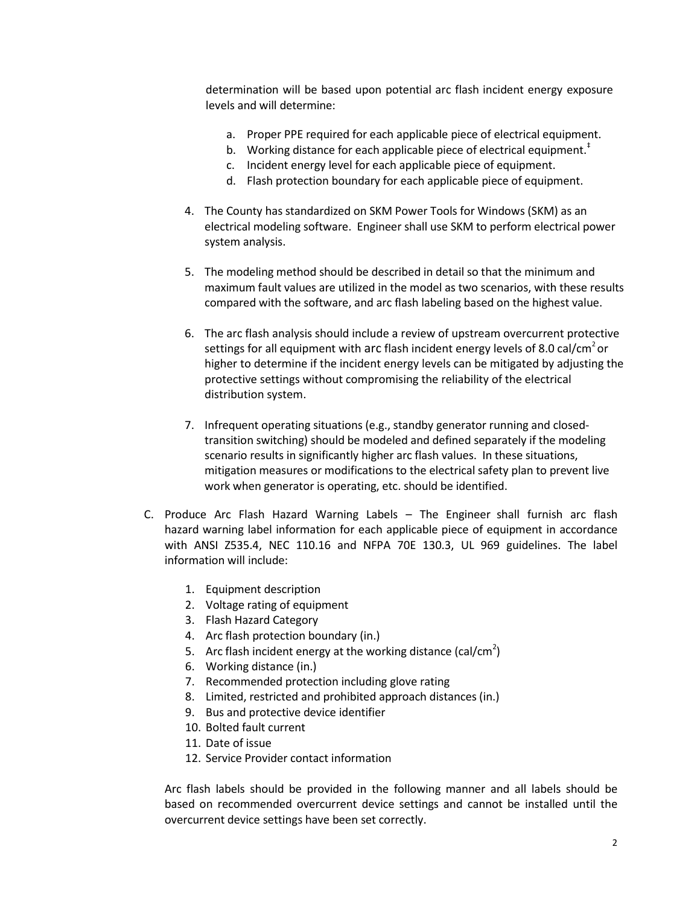determination will be based upon potential arc flash incident energy exposure levels and will determine:

a. Proper PPE required for each applicable piece of electrical equipment.
b. Working distance for each applicable piece of electrical equipment.‡
c. Incident energy level for each applicable piece of equipment.
d. Flash protection boundary for each applicable piece of equipment.

4. The County has standardized on SKM Power Tools for Windows (SKM) as an electrical modeling software. Engineer shall use SKM to perform electrical power system analysis.

5. The modeling method should be described in detail so that the minimum and maximum fault values are utilized in the model as two scenarios, with these results compared with the software, and arc flash labeling based on the highest value.

6. The arc flash analysis should include a review of upstream overcurrent protective settings for all equipment with arc flash incident energy levels of 8.0 cal/$cm^2$ or higher to determine if the incident energy levels can be mitigated by adjusting the protective settings without compromising the reliability of the electrical distribution system.

7. Infrequent operating situations (e.g., standby generator running and closed-transition switching) should be modeled and defined separately if the modeling scenario results in significantly higher arc flash values. In these situations, mitigation measures or modifications to the electrical safety plan to prevent live work when generator is operating, etc. should be identified.

C. Produce Arc Flash Hazard Warning Labels – The Engineer shall furnish arc flash hazard warning label information for each applicable piece of equipment in accordance with ANSI Z535.4, NEC 110.16 and NFPA 70E 130.3, UL 969 guidelines. The label information will include:

1. Equipment description
2. Voltage rating of equipment
3. Flash Hazard Category
4. Arc flash protection boundary (in.)
5. Arc flash incident energy at the working distance (cal/$cm^2$)
6. Working distance (in.)
7. Recommended protection including glove rating
8. Limited, restricted and prohibited approach distances (in.)
9. Bus and protective device identifier
10. Bolted fault current
11. Date of issue
12. Service Provider contact information

Arc flash labels should be provided in the following manner and all labels should be based on recommended overcurrent device settings and cannot be installed until the overcurrent device settings have been set correctly.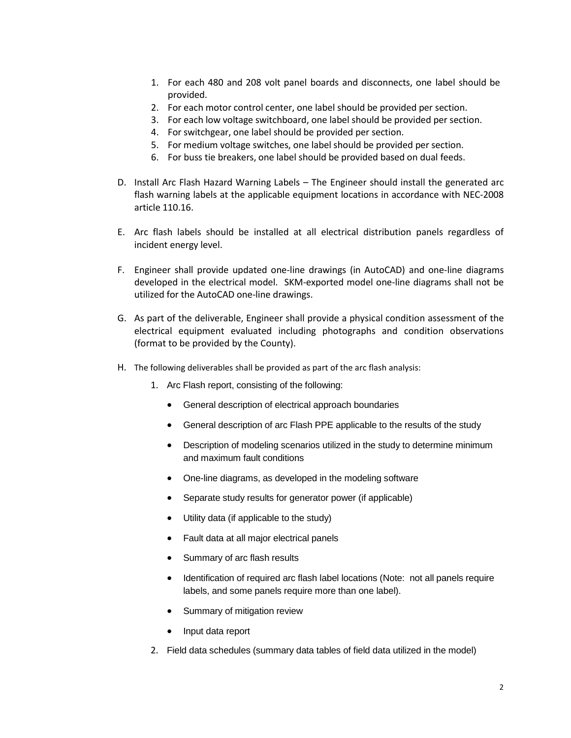1. For each 480 and 208 volt panel boards and disconnects, one label should be provided.
2. For each motor control center, one label should be provided per section.
3. For each low voltage switchboard, one label should be provided per section.
4. For switchgear, one label should be provided per section.
5. For medium voltage switches, one label should be provided per section.
6. For buss tie breakers, one label should be provided based on dual feeds.

D. Install Arc Flash Hazard Warning Labels – The Engineer should install the generated arc flash warning labels at the applicable equipment locations in accordance with NEC-2008 article 110.16.

E. Arc flash labels should be installed at all electrical distribution panels regardless of incident energy level.

F. Engineer shall provide updated one-line drawings (in AutoCAD) and one-line diagrams developed in the electrical model. SKM-exported model one-line diagrams shall not be utilized for the AutoCAD one-line drawings.

G. As part of the deliverable, Engineer shall provide a physical condition assessment of the electrical equipment evaluated including photographs and condition observations (format to be provided by the County).

H. The following deliverables shall be provided as part of the arc flash analysis:

1. Arc Flash report, consisting of the following:
   - General description of electrical approach boundaries
   - General description of arc Flash PPE applicable to the results of the study
   - Description of modeling scenarios utilized in the study to determine minimum and maximum fault conditions
   - One-line diagrams, as developed in the modeling software
   - Separate study results for generator power (if applicable)
   - Utility data (if applicable to the study)
   - Fault data at all major electrical panels
   - Summary of arc flash results
   - Identification of required arc flash label locations (Note: not all panels require labels, and some panels require more than one label).
   - Summary of mitigation review
   - Input data report
2. Field data schedules (summary data tables of field data utilized in the model)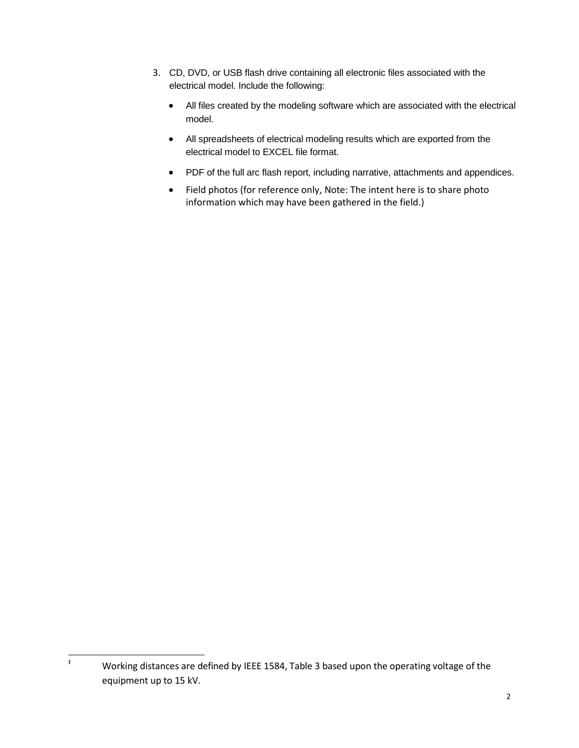3. CD, DVD, or USB flash drive containing all electronic files associated with the electrical model. Include the following:

    - All files created by the modeling software which are associated with the electrical model.
    - All spreadsheets of electrical modeling results which are exported from the electrical model to EXCEL file format.
    - PDF of the full arc flash report, including narrative, attachments and appendices.
    - Field photos (for reference only, Note: The intent here is to share photo information which may have been gathered in the field.)

---

‡ Working distances are defined by IEEE 1584, Table 3 based upon the operating voltage of the equipment up to 15 kV.